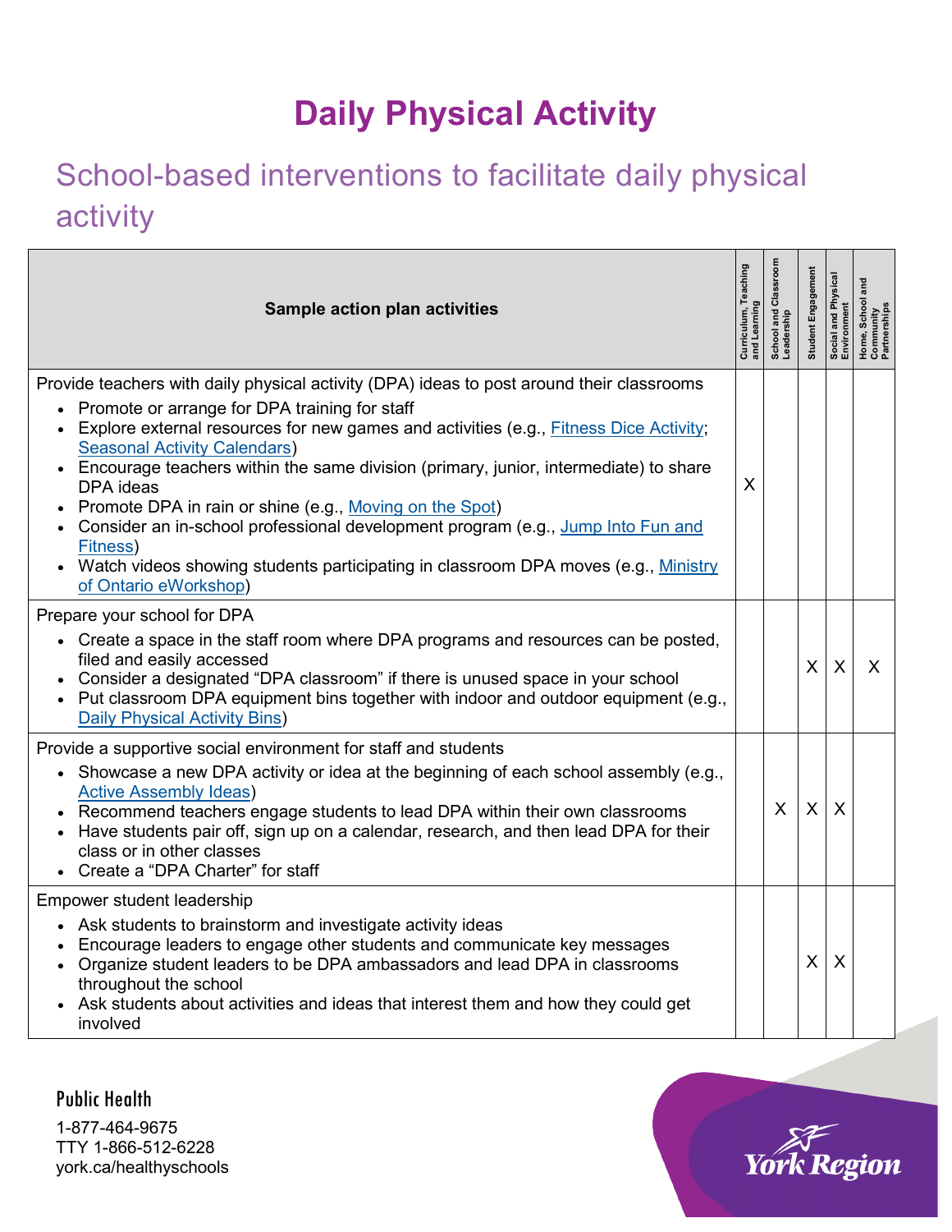# Daily Physical Activity

## School-based interventions to facilitate daily physical activity

| Sample action plan activities | Curriculum, Teaching and Learning | School and Classroom Leadership | Student Engagement | Social and Physical Environment | Home, School and Community Partnerships |
|---|---|---|---|---|---|
| Provide teachers with daily physical activity (DPA) ideas to post around their classrooms<br>• Promote or arrange for DPA training for staff<br>• Explore external resources for new games and activities (e.g., Fitness Dice Activity; Seasonal Activity Calendars)<br>• Encourage teachers within the same division (primary, junior, intermediate) to share DPA ideas<br>• Promote DPA in rain or shine (e.g., Moving on the Spot)<br>• Consider an in-school professional development program (e.g., Jump Into Fun and Fitness)<br>• Watch videos showing students participating in classroom DPA moves (e.g., Ministry of Ontario eWorkshop) | X | | | | |
| Prepare your school for DPA<br>• Create a space in the staff room where DPA programs and resources can be posted, filed and easily accessed<br>• Consider a designated "DPA classroom" if there is unused space in your school<br>• Put classroom DPA equipment bins together with indoor and outdoor equipment (e.g., Daily Physical Activity Bins) | | | X | X | X |
| Provide a supportive social environment for staff and students<br>• Showcase a new DPA activity or idea at the beginning of each school assembly (e.g., Active Assembly Ideas)<br>• Recommend teachers engage students to lead DPA within their own classrooms<br>• Have students pair off, sign up on a calendar, research, and then lead DPA for their class or in other classes<br>• Create a "DPA Charter" for staff | | X | X | X | |
| Empower student leadership<br>• Ask students to brainstorm and investigate activity ideas<br>• Encourage leaders to engage other students and communicate key messages<br>• Organize student leaders to be DPA ambassadors and lead DPA in classrooms throughout the school<br>• Ask students about activities and ideas that interest them and how they could get involved | | | X | X | |

Public Health

1-877-464-9675
TTY 1-866-512-6228
york.ca/healthyschools

York Region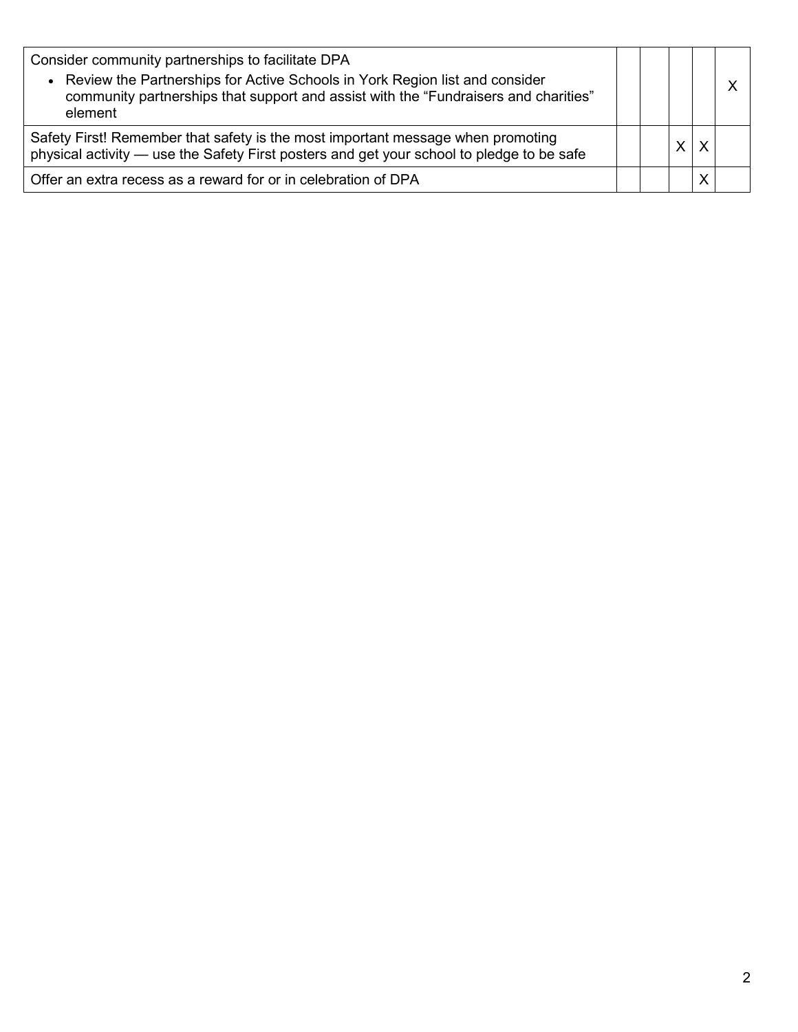| | | | | | |
|---|---|---|---|---|---|
| Consider community partnerships to facilitate DPA<br>• Review the Partnerships for Active Schools in York Region list and consider community partnerships that support and assist with the "Fundraisers and charities" element | | | | | X |
| Safety First! Remember that safety is the most important message when promoting physical activity — use the Safety First posters and get your school to pledge to be safe | | | X | X | |
| Offer an extra recess as a reward for or in celebration of DPA | | | | X | |